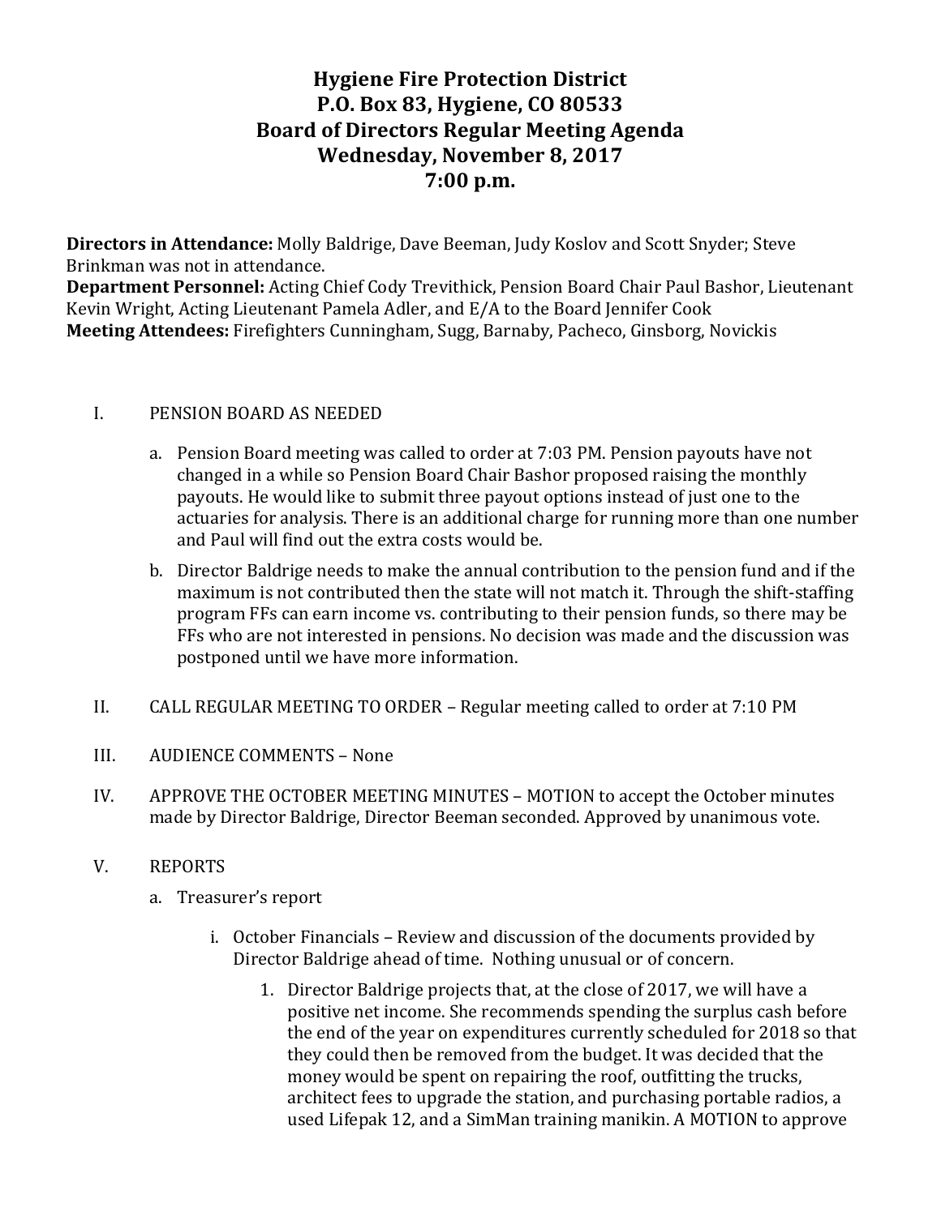# Hygiene Fire Protection District
# P.O. Box 83, Hygiene, CO 80533
# Board of Directors Regular Meeting Agenda
# Wednesday, November 8, 2017
# 7:00 p.m.

**Directors in Attendance:** Molly Baldrige, Dave Beeman, Judy Koslov and Scott Snyder; Steve Brinkman was not in attendance.
**Department Personnel:** Acting Chief Cody Trevithick, Pension Board Chair Paul Bashor, Lieutenant Kevin Wright, Acting Lieutenant Pamela Adler, and E/A to the Board Jennifer Cook
**Meeting Attendees:** Firefighters Cunningham, Sugg, Barnaby, Pacheco, Ginsborg, Novickis

I. PENSION BOARD AS NEEDED

   a. Pension Board meeting was called to order at 7:03 PM. Pension payouts have not changed in a while so Pension Board Chair Bashor proposed raising the monthly payouts. He would like to submit three payout options instead of just one to the actuaries for analysis. There is an additional charge for running more than one number and Paul will find out the extra costs would be.

   b. Director Baldrige needs to make the annual contribution to the pension fund and if the maximum is not contributed then the state will not match it. Through the shift-staffing program FFs can earn income vs. contributing to their pension funds, so there may be FFs who are not interested in pensions. No decision was made and the discussion was postponed until we have more information.

II. CALL REGULAR MEETING TO ORDER – Regular meeting called to order at 7:10 PM

III. AUDIENCE COMMENTS – None

IV. APPROVE THE OCTOBER MEETING MINUTES – MOTION to accept the October minutes made by Director Baldrige, Director Beeman seconded. Approved by unanimous vote.

V. REPORTS

   a. Treasurer's report

      i. October Financials – Review and discussion of the documents provided by Director Baldrige ahead of time. Nothing unusual or of concern.

         1. Director Baldrige projects that, at the close of 2017, we will have a positive net income. She recommends spending the surplus cash before the end of the year on expenditures currently scheduled for 2018 so that they could then be removed from the budget. It was decided that the money would be spent on repairing the roof, outfitting the trucks, architect fees to upgrade the station, and purchasing portable radios, a used Lifepak 12, and a SimMan training manikin. A MOTION to approve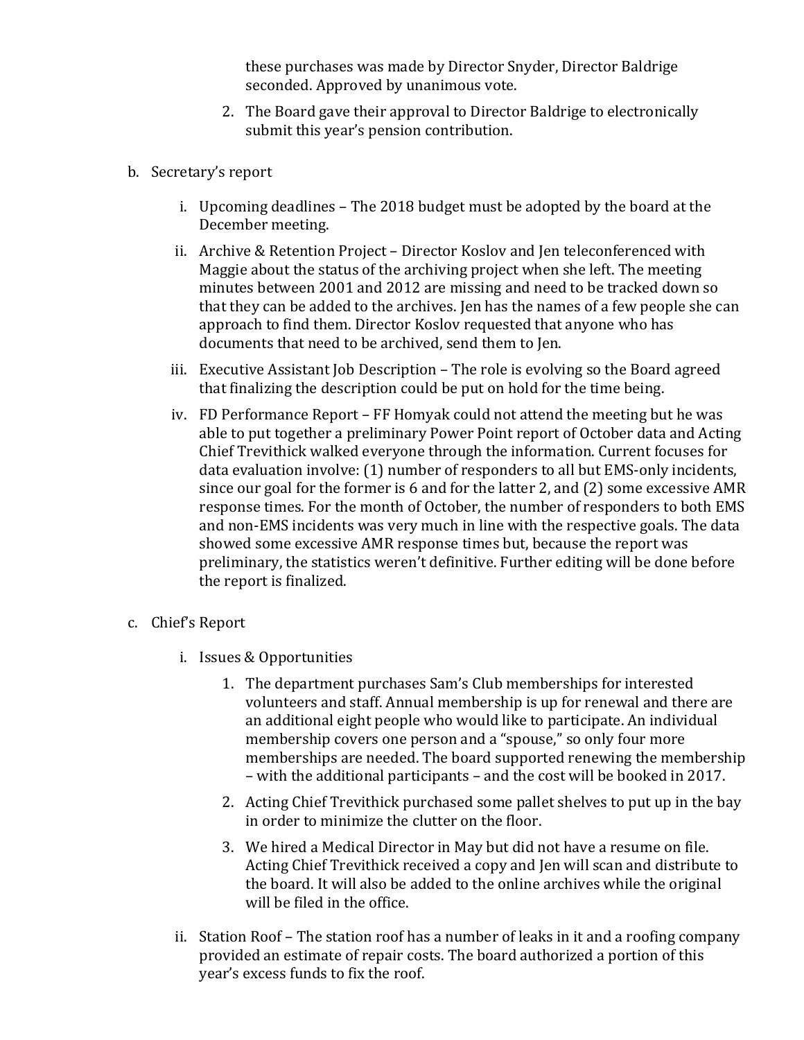these purchases was made by Director Snyder, Director Baldrige seconded. Approved by unanimous vote.

2. The Board gave their approval to Director Baldrige to electronically submit this year's pension contribution.

b. Secretary's report

   i. Upcoming deadlines – The 2018 budget must be adopted by the board at the December meeting.

   ii. Archive & Retention Project – Director Koslov and Jen teleconferenced with Maggie about the status of the archiving project when she left. The meeting minutes between 2001 and 2012 are missing and need to be tracked down so that they can be added to the archives. Jen has the names of a few people she can approach to find them. Director Koslov requested that anyone who has documents that need to be archived, send them to Jen.

   iii. Executive Assistant Job Description – The role is evolving so the Board agreed that finalizing the description could be put on hold for the time being.

   iv. FD Performance Report – FF Homyak could not attend the meeting but he was able to put together a preliminary Power Point report of October data and Acting Chief Trevithick walked everyone through the information. Current focuses for data evaluation involve: (1) number of responders to all but EMS-only incidents, since our goal for the former is 6 and for the latter 2, and (2) some excessive AMR response times. For the month of October, the number of responders to both EMS and non-EMS incidents was very much in line with the respective goals. The data showed some excessive AMR response times but, because the report was preliminary, the statistics weren't definitive. Further editing will be done before the report is finalized.

c. Chief's Report

   i. Issues & Opportunities

      1. The department purchases Sam's Club memberships for interested volunteers and staff. Annual membership is up for renewal and there are an additional eight people who would like to participate. An individual membership covers one person and a "spouse," so only four more memberships are needed. The board supported renewing the membership – with the additional participants – and the cost will be booked in 2017.

      2. Acting Chief Trevithick purchased some pallet shelves to put up in the bay in order to minimize the clutter on the floor.

      3. We hired a Medical Director in May but did not have a resume on file. Acting Chief Trevithick received a copy and Jen will scan and distribute to the board. It will also be added to the online archives while the original will be filed in the office.

   ii. Station Roof – The station roof has a number of leaks in it and a roofing company provided an estimate of repair costs. The board authorized a portion of this year's excess funds to fix the roof.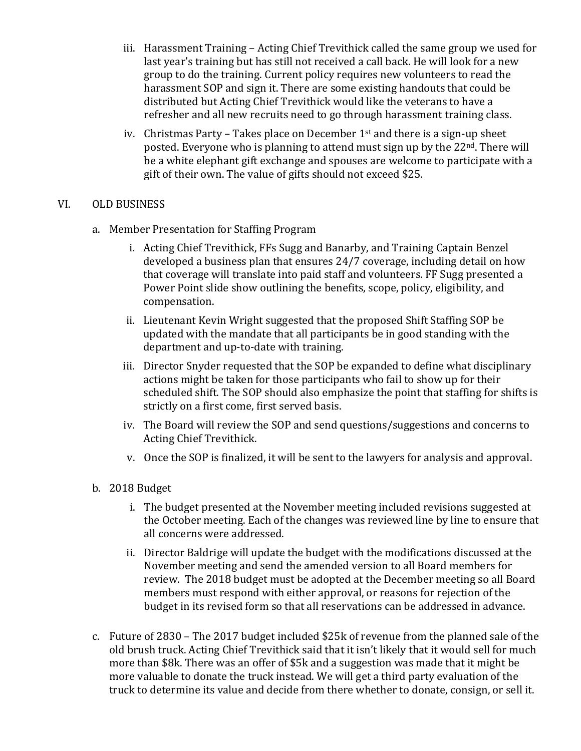iii. Harassment Training – Acting Chief Trevithick called the same group we used for last year's training but has still not received a call back. He will look for a new group to do the training. Current policy requires new volunteers to read the harassment SOP and sign it. There are some existing handouts that could be distributed but Acting Chief Trevithick would like the veterans to have a refresher and all new recruits need to go through harassment training class.

  iv. Christmas Party – Takes place on December 1st and there is a sign-up sheet posted. Everyone who is planning to attend must sign up by the 22nd. There will be a white elephant gift exchange and spouses are welcome to participate with a gift of their own. The value of gifts should not exceed $25.

## VI. OLD BUSINESS

a. Member Presentation for Staffing Program

  i. Acting Chief Trevithick, FFs Sugg and Banarby, and Training Captain Benzel developed a business plan that ensures 24/7 coverage, including detail on how that coverage will translate into paid staff and volunteers. FF Sugg presented a Power Point slide show outlining the benefits, scope, policy, eligibility, and compensation.

  ii. Lieutenant Kevin Wright suggested that the proposed Shift Staffing SOP be updated with the mandate that all participants be in good standing with the department and up-to-date with training.

  iii. Director Snyder requested that the SOP be expanded to define what disciplinary actions might be taken for those participants who fail to show up for their scheduled shift. The SOP should also emphasize the point that staffing for shifts is strictly on a first come, first served basis.

  iv. The Board will review the SOP and send questions/suggestions and concerns to Acting Chief Trevithick.

  v. Once the SOP is finalized, it will be sent to the lawyers for analysis and approval.

b. 2018 Budget

  i. The budget presented at the November meeting included revisions suggested at the October meeting. Each of the changes was reviewed line by line to ensure that all concerns were addressed.

  ii. Director Baldrige will update the budget with the modifications discussed at the November meeting and send the amended version to all Board members for review. The 2018 budget must be adopted at the December meeting so all Board members must respond with either approval, or reasons for rejection of the budget in its revised form so that all reservations can be addressed in advance.

c. Future of 2830 – The 2017 budget included $25k of revenue from the planned sale of the old brush truck. Acting Chief Trevithick said that it isn't likely that it would sell for much more than $8k. There was an offer of $5k and a suggestion was made that it might be more valuable to donate the truck instead. We will get a third party evaluation of the truck to determine its value and decide from there whether to donate, consign, or sell it.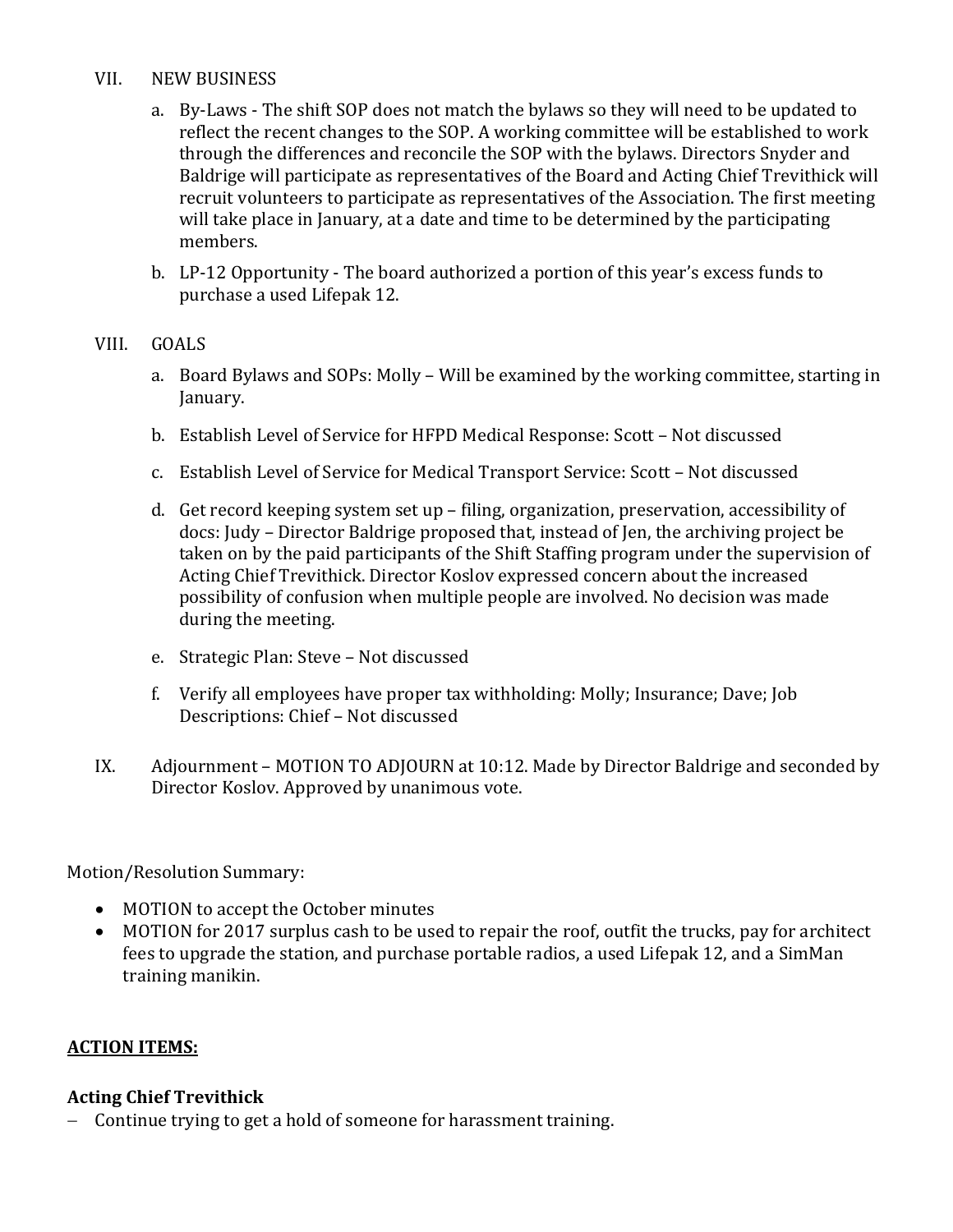VII. NEW BUSINESS

a. By-Laws - The shift SOP does not match the bylaws so they will need to be updated to reflect the recent changes to the SOP. A working committee will be established to work through the differences and reconcile the SOP with the bylaws. Directors Snyder and Baldrige will participate as representatives of the Board and Acting Chief Trevithick will recruit volunteers to participate as representatives of the Association. The first meeting will take place in January, at a date and time to be determined by the participating members.

b. LP-12 Opportunity - The board authorized a portion of this year's excess funds to purchase a used Lifepak 12.

VIII. GOALS

a. Board Bylaws and SOPs: Molly – Will be examined by the working committee, starting in January.

b. Establish Level of Service for HFPD Medical Response: Scott – Not discussed

c. Establish Level of Service for Medical Transport Service: Scott – Not discussed

d. Get record keeping system set up – filing, organization, preservation, accessibility of docs: Judy – Director Baldrige proposed that, instead of Jen, the archiving project be taken on by the paid participants of the Shift Staffing program under the supervision of Acting Chief Trevithick. Director Koslov expressed concern about the increased possibility of confusion when multiple people are involved. No decision was made during the meeting.

e. Strategic Plan: Steve – Not discussed

f. Verify all employees have proper tax withholding: Molly; Insurance; Dave; Job Descriptions: Chief – Not discussed

IX. Adjournment – MOTION TO ADJOURN at 10:12. Made by Director Baldrige and seconded by Director Koslov. Approved by unanimous vote.

Motion/Resolution Summary:

- MOTION to accept the October minutes
- MOTION for 2017 surplus cash to be used to repair the roof, outfit the trucks, pay for architect fees to upgrade the station, and purchase portable radios, a used Lifepak 12, and a SimMan training manikin.

## **ACTION ITEMS:**

### **Acting Chief Trevithick**

- Continue trying to get a hold of someone for harassment training.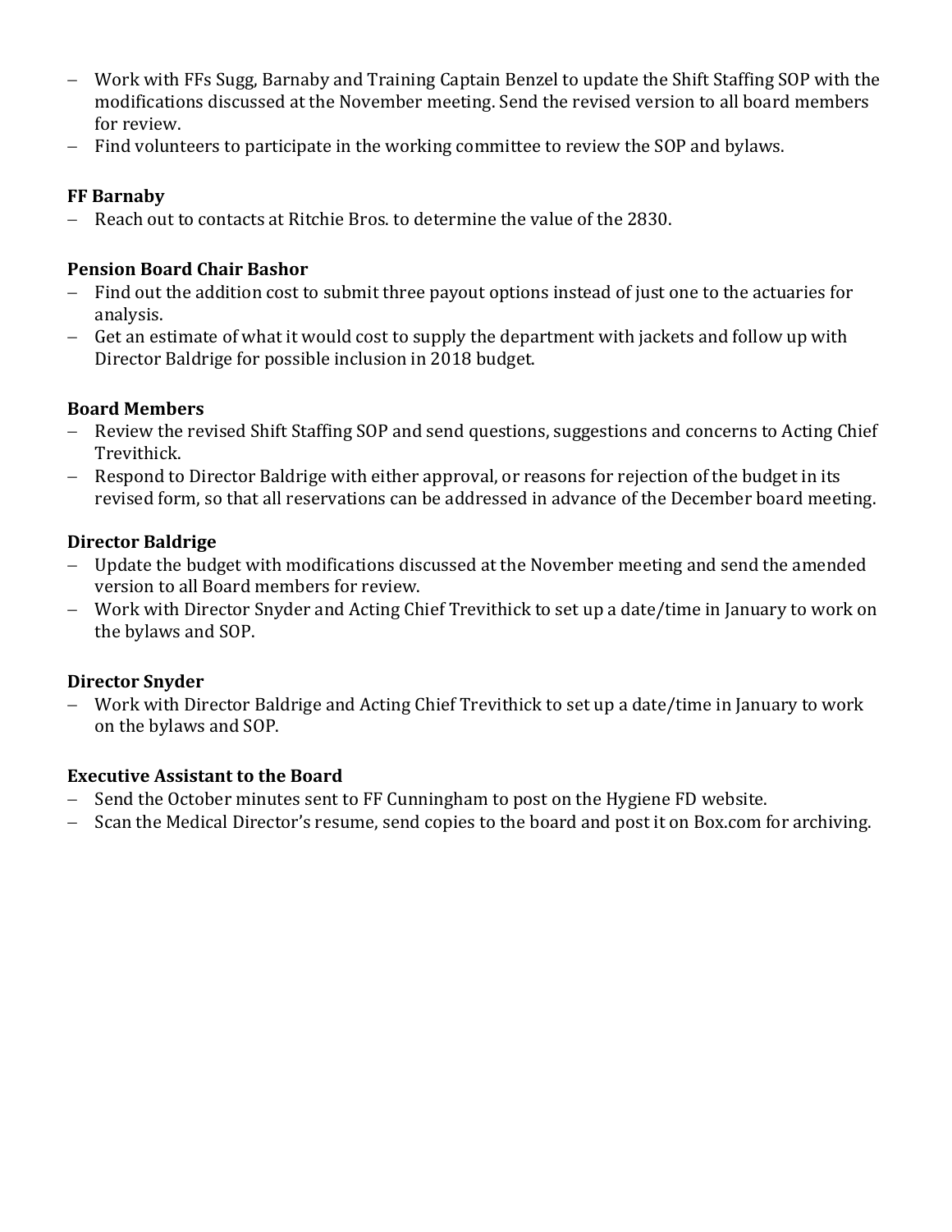- Work with FFs Sugg, Barnaby and Training Captain Benzel to update the Shift Staffing SOP with the modifications discussed at the November meeting. Send the revised version to all board members for review.
- Find volunteers to participate in the working committee to review the SOP and bylaws.

**FF Barnaby**

- Reach out to contacts at Ritchie Bros. to determine the value of the 2830.

**Pension Board Chair Bashor**

- Find out the addition cost to submit three payout options instead of just one to the actuaries for analysis.
- Get an estimate of what it would cost to supply the department with jackets and follow up with Director Baldrige for possible inclusion in 2018 budget.

**Board Members**

- Review the revised Shift Staffing SOP and send questions, suggestions and concerns to Acting Chief Trevithick.
- Respond to Director Baldrige with either approval, or reasons for rejection of the budget in its revised form, so that all reservations can be addressed in advance of the December board meeting.

**Director Baldrige**

- Update the budget with modifications discussed at the November meeting and send the amended version to all Board members for review.
- Work with Director Snyder and Acting Chief Trevithick to set up a date/time in January to work on the bylaws and SOP.

**Director Snyder**

- Work with Director Baldrige and Acting Chief Trevithick to set up a date/time in January to work on the bylaws and SOP.

**Executive Assistant to the Board**

- Send the October minutes sent to FF Cunningham to post on the Hygiene FD website.
- Scan the Medical Director's resume, send copies to the board and post it on Box.com for archiving.